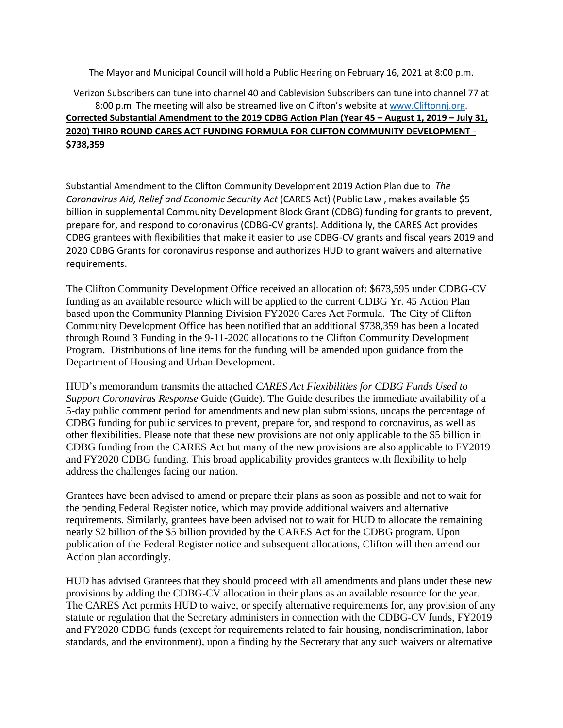The Mayor and Municipal Council will hold a Public Hearing on February 16, 2021 at 8:00 p.m.

Verizon Subscribers can tune into channel 40 and Cablevision Subscribers can tune into channel 77 at 8:00 p.m The meeting will also be streamed live on Clifton's website at [www.Cliftonnj.org](http://www.Cliftonnj.org).

**Corrected Substantial Amendment to the 2019 CDBG Action Plan (Year 45 – August 1, 2019 – July 31, 2020) THIRD ROUND CARES ACT FUNDING FORMULA FOR CLIFTON COMMUNITY DEVELOPMENT - $738,359**

Substantial Amendment to the Clifton Community Development 2019 Action Plan due to *The Coronavirus Aid, Relief and Economic Security Act* (CARES Act) (Public Law , makes available $5 billion in supplemental Community Development Block Grant (CDBG) funding for grants to prevent, prepare for, and respond to coronavirus (CDBG-CV grants). Additionally, the CARES Act provides CDBG grantees with flexibilities that make it easier to use CDBG-CV grants and fiscal years 2019 and 2020 CDBG Grants for coronavirus response and authorizes HUD to grant waivers and alternative requirements.

The Clifton Community Development Office received an allocation of: $673,595 under CDBG-CV funding as an available resource which will be applied to the current CDBG Yr. 45 Action Plan based upon the Community Planning Division FY2020 Cares Act Formula. The City of Clifton Community Development Office has been notified that an additional $738,359 has been allocated through Round 3 Funding in the 9-11-2020 allocations to the Clifton Community Development Program. Distributions of line items for the funding will be amended upon guidance from the Department of Housing and Urban Development.

HUD's memorandum transmits the attached *CARES Act Flexibilities for CDBG Funds Used to Support Coronavirus Response* Guide (Guide). The Guide describes the immediate availability of a 5-day public comment period for amendments and new plan submissions, uncaps the percentage of CDBG funding for public services to prevent, prepare for, and respond to coronavirus, as well as other flexibilities. Please note that these new provisions are not only applicable to the $5 billion in CDBG funding from the CARES Act but many of the new provisions are also applicable to FY2019 and FY2020 CDBG funding. This broad applicability provides grantees with flexibility to help address the challenges facing our nation.

Grantees have been advised to amend or prepare their plans as soon as possible and not to wait for the pending Federal Register notice, which may provide additional waivers and alternative requirements. Similarly, grantees have been advised not to wait for HUD to allocate the remaining nearly $2 billion of the $5 billion provided by the CARES Act for the CDBG program. Upon publication of the Federal Register notice and subsequent allocations, Clifton will then amend our Action plan accordingly.

HUD has advised Grantees that they should proceed with all amendments and plans under these new provisions by adding the CDBG-CV allocation in their plans as an available resource for the year. The CARES Act permits HUD to waive, or specify alternative requirements for, any provision of any statute or regulation that the Secretary administers in connection with the CDBG-CV funds, FY2019 and FY2020 CDBG funds (except for requirements related to fair housing, nondiscrimination, labor standards, and the environment), upon a finding by the Secretary that any such waivers or alternative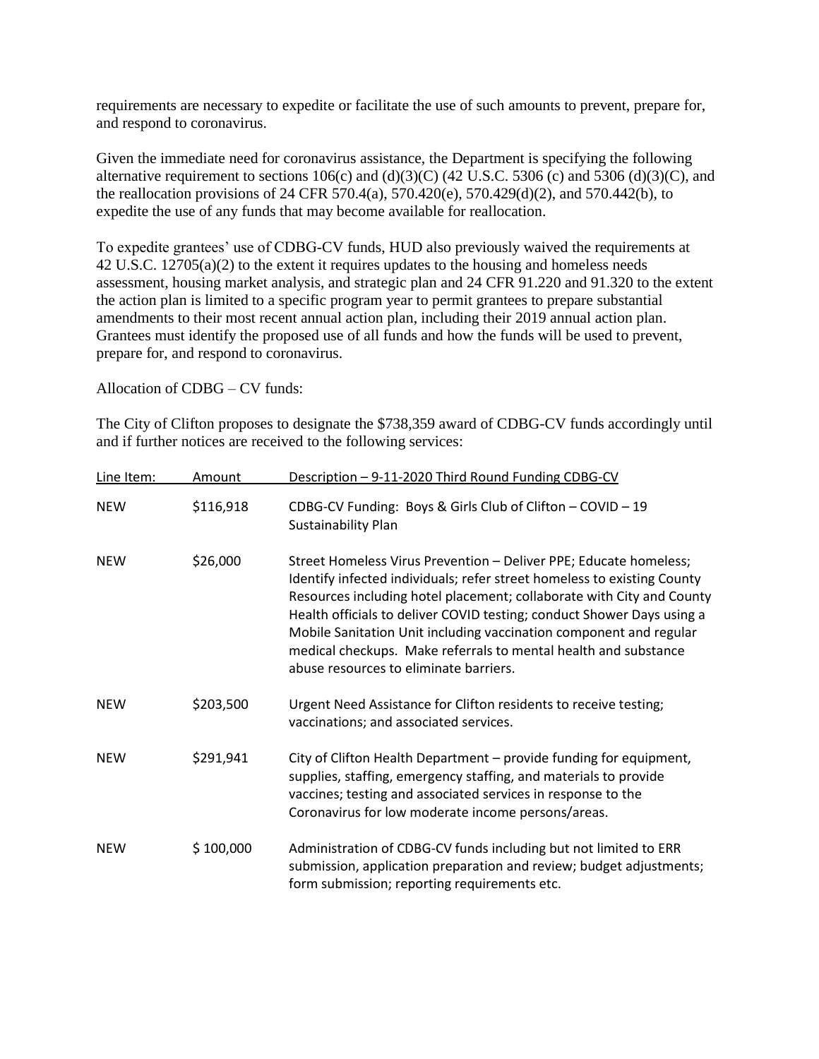requirements are necessary to expedite or facilitate the use of such amounts to prevent, prepare for, and respond to coronavirus.

Given the immediate need for coronavirus assistance, the Department is specifying the following alternative requirement to sections 106(c) and (d)(3)(C) (42 U.S.C. 5306 (c) and 5306 (d)(3)(C), and the reallocation provisions of 24 CFR 570.4(a), 570.420(e), 570.429(d)(2), and 570.442(b), to expedite the use of any funds that may become available for reallocation.

To expedite grantees' use of CDBG-CV funds, HUD also previously waived the requirements at 42 U.S.C. 12705(a)(2) to the extent it requires updates to the housing and homeless needs assessment, housing market analysis, and strategic plan and 24 CFR 91.220 and 91.320 to the extent the action plan is limited to a specific program year to permit grantees to prepare substantial amendments to their most recent annual action plan, including their 2019 annual action plan. Grantees must identify the proposed use of all funds and how the funds will be used to prevent, prepare for, and respond to coronavirus.

Allocation of CDBG – CV funds:

The City of Clifton proposes to designate the $738,359 award of CDBG-CV funds accordingly until and if further notices are received to the following services:

| Line Item: | Amount | Description – 9-11-2020 Third Round Funding CDBG-CV |
|---|---|---|
| NEW | $116,918 | CDBG-CV Funding: Boys & Girls Club of Clifton – COVID – 19 Sustainability Plan |
| NEW | $26,000 | Street Homeless Virus Prevention – Deliver PPE; Educate homeless; Identify infected individuals; refer street homeless to existing County Resources including hotel placement; collaborate with City and County Health officials to deliver COVID testing; conduct Shower Days using a Mobile Sanitation Unit including vaccination component and regular medical checkups. Make referrals to mental health and substance abuse resources to eliminate barriers. |
| NEW | $203,500 | Urgent Need Assistance for Clifton residents to receive testing; vaccinations; and associated services. |
| NEW | $291,941 | City of Clifton Health Department – provide funding for equipment, supplies, staffing, emergency staffing, and materials to provide vaccines; testing and associated services in response to the Coronavirus for low moderate income persons/areas. |
| NEW | $ 100,000 | Administration of CDBG-CV funds including but not limited to ERR submission, application preparation and review; budget adjustments; form submission; reporting requirements etc. |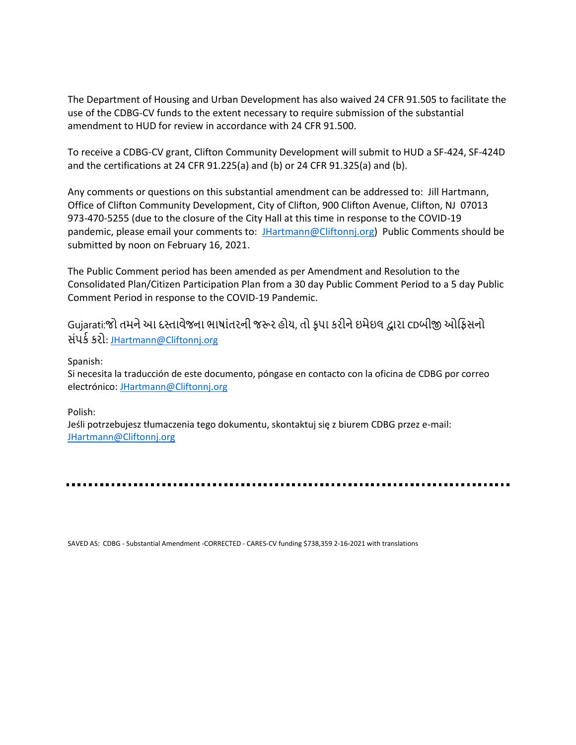The Department of Housing and Urban Development has also waived 24 CFR 91.505 to facilitate the use of the CDBG-CV funds to the extent necessary to require submission of the substantial amendment to HUD for review in accordance with 24 CFR 91.500.

To receive a CDBG-CV grant, Clifton Community Development will submit to HUD a SF-424, SF-424D and the certifications at 24 CFR 91.225(a) and (b) or 24 CFR 91.325(a) and (b).

Any comments or questions on this substantial amendment can be addressed to: Jill Hartmann, Office of Clifton Community Development, City of Clifton, 900 Clifton Avenue, Clifton, NJ 07013 973-470-5255 (due to the closure of the City Hall at this time in response to the COVID-19 pandemic, please email your comments to: JHartmann@Cliftonnj.org) Public Comments should be submitted by noon on February 16, 2021.

The Public Comment period has been amended as per Amendment and Resolution to the Consolidated Plan/Citizen Participation Plan from a 30 day Public Comment Period to a 5 day Public Comment Period in response to the COVID-19 Pandemic.

Gujarati:જો તમને આ દસ્તાવેજના ભાષાંતરની જરૂર હોય, તો કૃપા કરીને ઇમેઇલ દ્વારા CDબીજી ઓફિસનો સંપર્ક કરો: JHartmann@Cliftonnj.org

Spanish:
Si necesita la traducción de este documento, póngase en contacto con la oficina de CDBG por correo electrónico: JHartmann@Cliftonnj.org

Polish:
Jeśli potrzebujesz tłumaczenia tego dokumentu, skontaktuj się z biurem CDBG przez e-mail: JHartmann@Cliftonnj.org

---

SAVED AS: CDBG - Substantial Amendment -CORRECTED - CARES-CV funding $738,359 2-16-2021 with translations